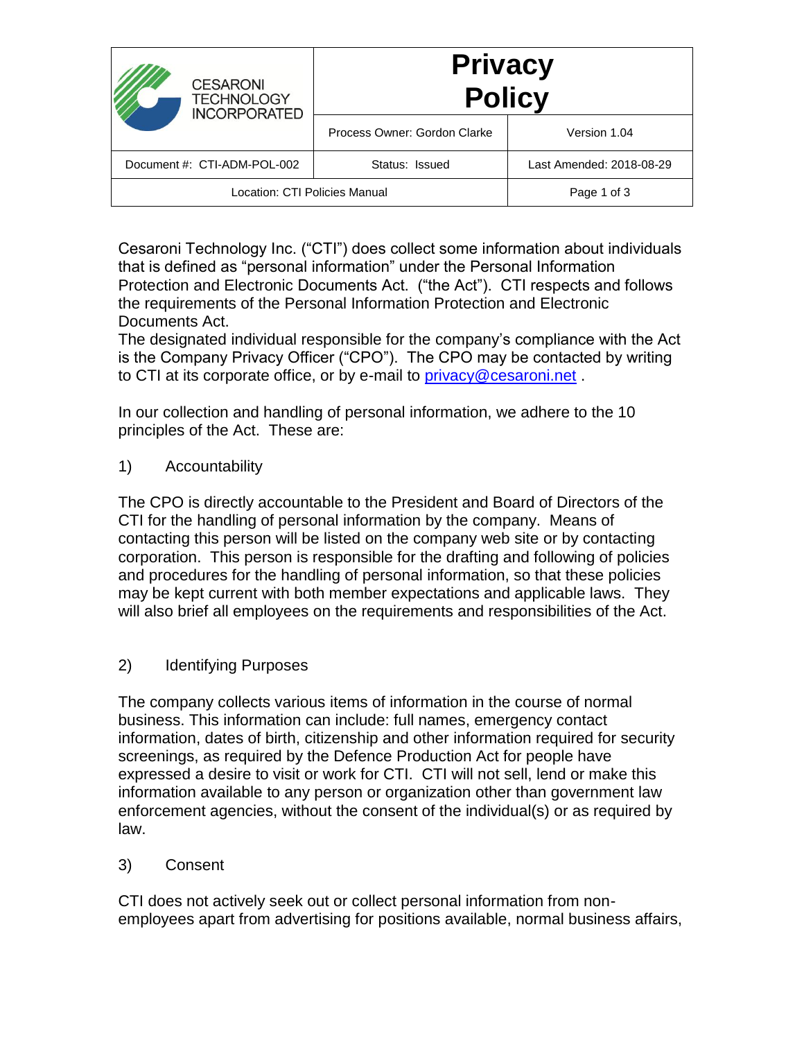| CESARONI TECHNOLOGY INCORPORATED | **Privacy Policy** | |
|---|---|---|
| | Process Owner: Gordon Clarke | Version 1.04 |
| Document #: CTI-ADM-POL-002 | Status: Issued | Last Amended: 2018-08-29 |
| Location: CTI Policies Manual | | Page 1 of 3 |

Cesaroni Technology Inc. ("CTI") does collect some information about individuals that is defined as "personal information" under the Personal Information Protection and Electronic Documents Act. ("the Act"). CTI respects and follows the requirements of the Personal Information Protection and Electronic Documents Act.

The designated individual responsible for the company's compliance with the Act is the Company Privacy Officer ("CPO"). The CPO may be contacted by writing to CTI at its corporate office, or by e-mail to [privacy@cesaroni.net](mailto:privacy@cesaroni.net) .

In our collection and handling of personal information, we adhere to the 10 principles of the Act. These are:

1) Accountability

The CPO is directly accountable to the President and Board of Directors of the CTI for the handling of personal information by the company. Means of contacting this person will be listed on the company web site or by contacting corporation. This person is responsible for the drafting and following of policies and procedures for the handling of personal information, so that these policies may be kept current with both member expectations and applicable laws. They will also brief all employees on the requirements and responsibilities of the Act.

2) Identifying Purposes

The company collects various items of information in the course of normal business. This information can include: full names, emergency contact information, dates of birth, citizenship and other information required for security screenings, as required by the Defence Production Act for people have expressed a desire to visit or work for CTI. CTI will not sell, lend or make this information available to any person or organization other than government law enforcement agencies, without the consent of the individual(s) or as required by law.

3) Consent

CTI does not actively seek out or collect personal information from non-employees apart from advertising for positions available, normal business affairs,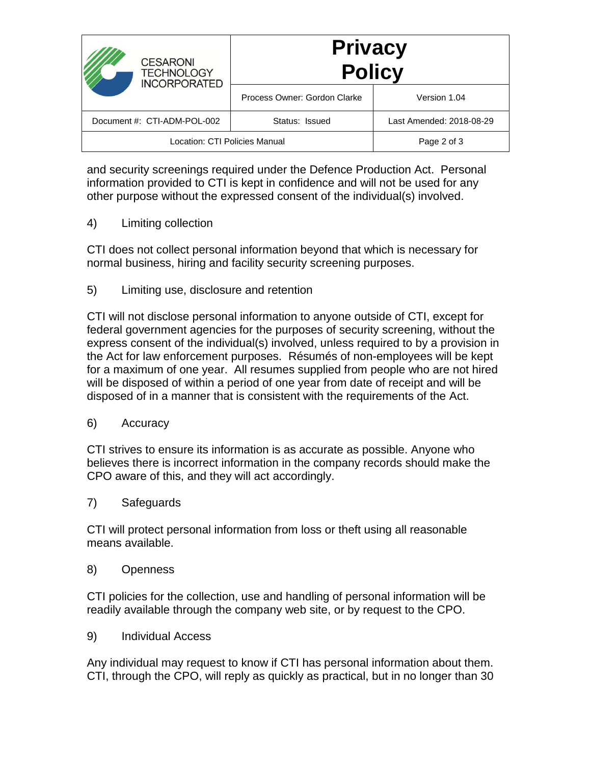and security screenings required under the Defence Production Act. Personal information provided to CTI is kept in confidence and will not be used for any other purpose without the expressed consent of the individual(s) involved.

4) Limiting collection

CTI does not collect personal information beyond that which is necessary for normal business, hiring and facility security screening purposes.

5) Limiting use, disclosure and retention

CTI will not disclose personal information to anyone outside of CTI, except for federal government agencies for the purposes of security screening, without the express consent of the individual(s) involved, unless required to by a provision in the Act for law enforcement purposes. Résumés of non-employees will be kept for a maximum of one year. All resumes supplied from people who are not hired will be disposed of within a period of one year from date of receipt and will be disposed of in a manner that is consistent with the requirements of the Act.

6) Accuracy

CTI strives to ensure its information is as accurate as possible. Anyone who believes there is incorrect information in the company records should make the CPO aware of this, and they will act accordingly.

7) Safeguards

CTI will protect personal information from loss or theft using all reasonable means available.

8) Openness

CTI policies for the collection, use and handling of personal information will be readily available through the company web site, or by request to the CPO.

9) Individual Access

Any individual may request to know if CTI has personal information about them. CTI, through the CPO, will reply as quickly as practical, but in no longer than 30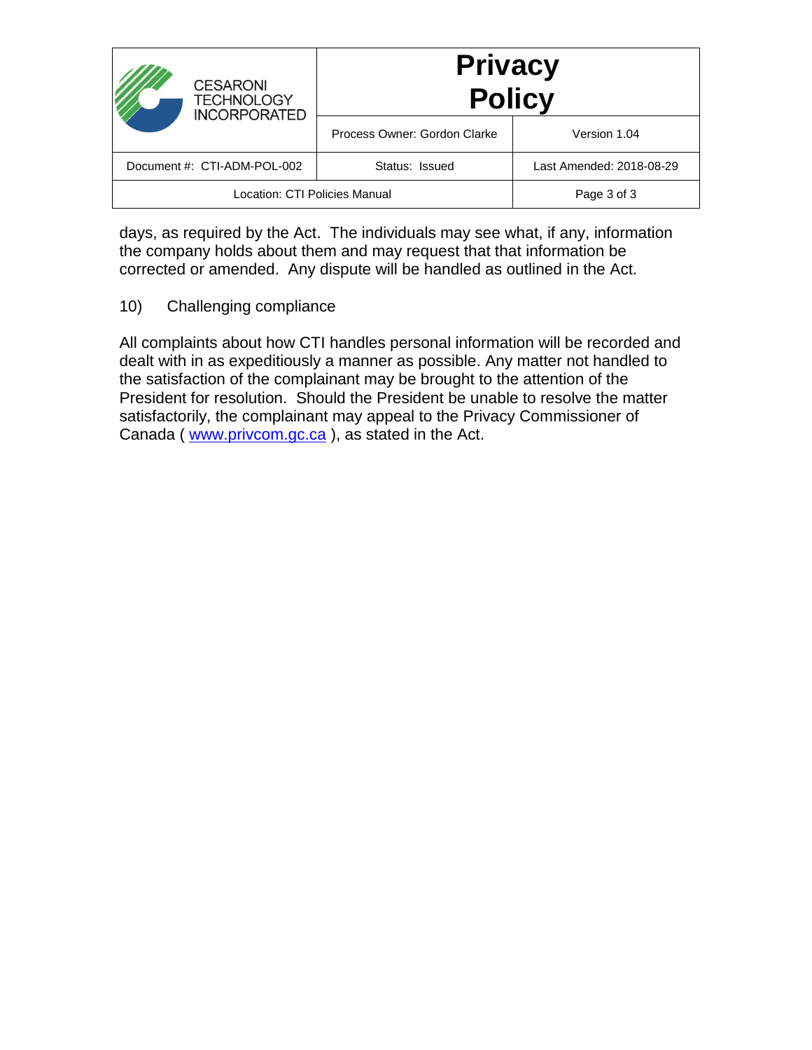days, as required by the Act. The individuals may see what, if any, information the company holds about them and may request that that information be corrected or amended. Any dispute will be handled as outlined in the Act.

10) Challenging compliance

All complaints about how CTI handles personal information will be recorded and dealt with in as expeditiously a manner as possible. Any matter not handled to the satisfaction of the complainant may be brought to the attention of the President for resolution. Should the President be unable to resolve the matter satisfactorily, the complainant may appeal to the Privacy Commissioner of Canada ( [www.privcom.gc.ca](http://www.privcom.gc.ca) ), as stated in the Act.